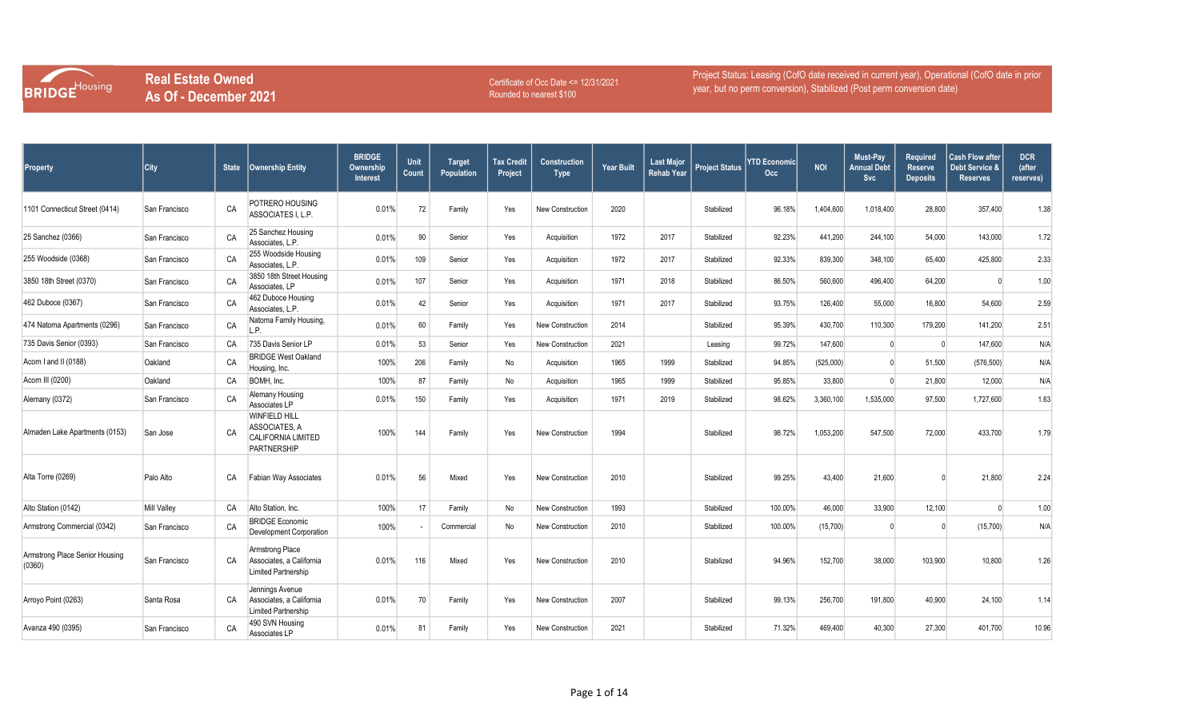BRIDGE Housing

# Real Estate Owned
## As Of - December 2021

Certificate of Occ Date <= 12/31/2021
Rounded to nearest $100

Project Status: Leasing (CofO date received in current year), Operational (CofO date in prior year, but no perm conversion), Stabilized (Post perm conversion date)

| Property | City | State | Ownership Entity | BRIDGE Ownership Interest | Unit Count | Target Population | Tax Credit Project | Construction Type | Year Built | Last Major Rehab Year | Project Status | YTD Economic Occ | NOI | Must-Pay Annual Debt Svc | Required Reserve Deposits | Cash Flow after Debt Service & Reserves | DCR (after reserves) |
|---|---|---|---|---|---|---|---|---|---|---|---|---|---|---|---|---|---|
| 1101 Connecticut Street (0414) | San Francisco | CA | POTRERO HOUSING ASSOCIATES I, L.P. | 0.01% | 72 | Family | Yes | New Construction | 2020 | | Stabilized | 96.18% | 1,404,600 | 1,018,400 | 28,800 | 357,400 | 1.38 |
| 25 Sanchez (0366) | San Francisco | CA | 25 Sanchez Housing Associates, L.P. | 0.01% | 90 | Senior | Yes | Acquisition | 1972 | 2017 | Stabilized | 92.23% | 441,200 | 244,100 | 54,000 | 143,000 | 1.72 |
| 255 Woodside (0368) | San Francisco | CA | 255 Woodside Housing Associates, L.P. | 0.01% | 109 | Senior | Yes | Acquisition | 1972 | 2017 | Stabilized | 92.33% | 839,300 | 348,100 | 65,400 | 425,800 | 2.33 |
| 3850 18th Street (0370) | San Francisco | CA | 3850 18th Street Housing Associates, LP | 0.01% | 107 | Senior | Yes | Acquisition | 1971 | 2018 | Stabilized | 86.50% | 560,600 | 496,400 | 64,200 | 0 | 1.00 |
| 462 Duboce (0367) | San Francisco | CA | 462 Duboce Housing Associates, L.P. | 0.01% | 42 | Senior | Yes | Acquisition | 1971 | 2017 | Stabilized | 93.75% | 126,400 | 55,000 | 16,800 | 54,600 | 2.59 |
| 474 Natoma Apartments (0296) | San Francisco | CA | Natoma Family Housing, L.P. | 0.01% | 60 | Family | Yes | New Construction | 2014 | | Stabilized | 95.39% | 430,700 | 110,300 | 179,200 | 141,200 | 2.51 |
| 735 Davis Senior (0393) | San Francisco | CA | 735 Davis Senior LP | 0.01% | 53 | Senior | Yes | New Construction | 2021 | | Leasing | 99.72% | 147,600 | 0 | 0 | 147,600 | N/A |
| Acorn I and II (0188) | Oakland | CA | BRIDGE West Oakland Housing, Inc. | 100% | 206 | Family | No | Acquisition | 1965 | 1999 | Stabilized | 94.85% | (525,000) | 0 | 51,500 | (576,500) | N/A |
| Acorn III (0200) | Oakland | CA | BOMH, Inc. | 100% | 87 | Family | No | Acquisition | 1965 | 1999 | Stabilized | 95.85% | 33,800 | 0 | 21,800 | 12,000 | N/A |
| Alemany (0372) | San Francisco | CA | Alemany Housing Associates LP | 0.01% | 150 | Family | Yes | Acquisition | 1971 | 2019 | Stabilized | 98.62% | 3,360,100 | 1,535,000 | 97,500 | 1,727,600 | 1.63 |
| Almaden Lake Apartments (0153) | San Jose | CA | WINFIELD HILL ASSOCIATES, A CALIFORNIA LIMITED PARTNERSHIP | 100% | 144 | Family | Yes | New Construction | 1994 | | Stabilized | 98.72% | 1,053,200 | 547,500 | 72,000 | 433,700 | 1.79 |
| Alta Torre (0269) | Palo Alto | CA | Fabian Way Associates | 0.01% | 56 | Mixed | Yes | New Construction | 2010 | | Stabilized | 99.25% | 43,400 | 21,600 | 0 | 21,800 | 2.24 |
| Alto Station (0142) | Mill Valley | CA | Alto Station, Inc. | 100% | 17 | Family | No | New Construction | 1993 | | Stabilized | 100.00% | 46,000 | 33,900 | 12,100 | 0 | 1.00 |
| Armstrong Commercial (0342) | San Francisco | CA | BRIDGE Economic Development Corporation | 100% | - | Commercial | No | New Construction | 2010 | | Stabilized | 100.00% | (15,700) | 0 | 0 | (15,700) | N/A |
| Armstrong Place Senior Housing (0360) | San Francisco | CA | Armstrong Place Associates, a California Limited Partnership | 0.01% | 116 | Mixed | Yes | New Construction | 2010 | | Stabilized | 94.96% | 152,700 | 38,000 | 103,900 | 10,800 | 1.26 |
| Arroyo Point (0263) | Santa Rosa | CA | Jennings Avenue Associates, a California Limited Partnership | 0.01% | 70 | Family | Yes | New Construction | 2007 | | Stabilized | 99.13% | 256,700 | 191,800 | 40,900 | 24,100 | 1.14 |
| Avanza 490 (0395) | San Francisco | CA | 490 SVN Housing Associates LP | 0.01% | 81 | Family | Yes | New Construction | 2021 | | Stabilized | 71.32% | 469,400 | 40,300 | 27,300 | 401,700 | 10.96 |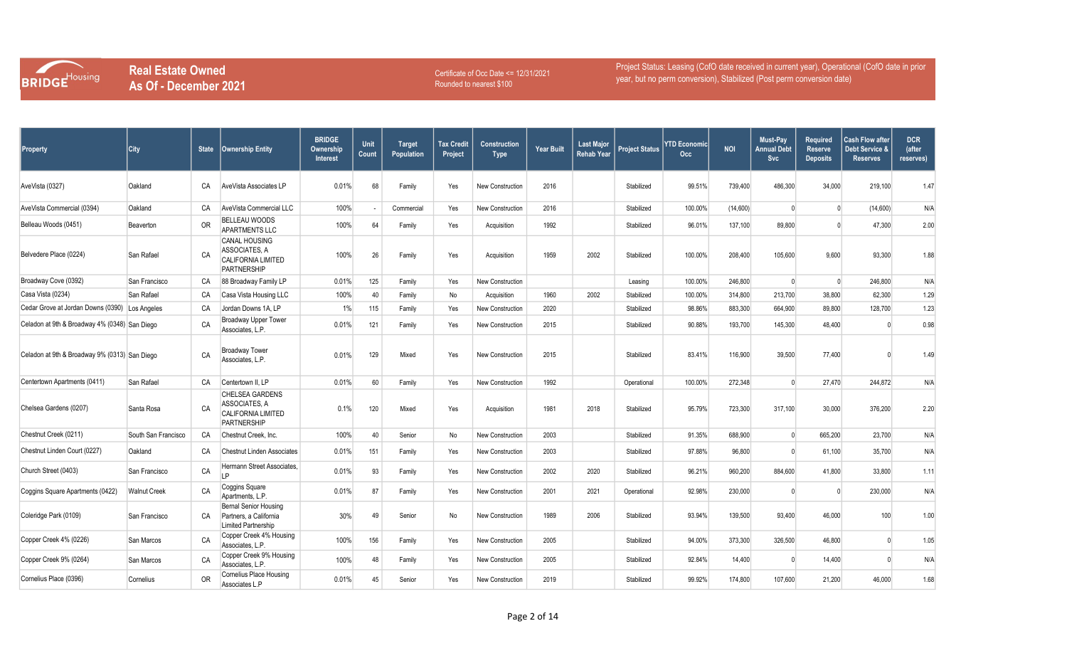# Real Estate Owned
## As Of - December 2021

Certificate of Occ Date <= 12/31/2021
Rounded to nearest $100

Project Status: Leasing (CofO date received in current year), Operational (CofO date in prior year, but no perm conversion), Stabilized (Post perm conversion date)

| Property | City | State | Ownership Entity | BRIDGE Ownership Interest | Unit Count | Target Population | Tax Credit Project | Construction Type | Year Built | Last Major Rehab Year | Project Status | YTD Economic Occ | NOI | Must-Pay Annual Debt Svc | Required Reserve Deposits | Cash Flow after Debt Service & Reserves | DCR (after reserves) |
|---|---|---|---|---|---|---|---|---|---|---|---|---|---|---|---|---|---|
| AveVista (0327) | Oakland | CA | AveVista Associates LP | 0.01% | 68 | Family | Yes | New Construction | 2016 | | Stabilized | 99.51% | 739,400 | 486,300 | 34,000 | 219,100 | 1.47 |
| AveVista Commercial (0394) | Oakland | CA | AveVista Commercial LLC | 100% | - | Commercial | Yes | New Construction | 2016 | | Stabilized | 100.00% | (14,600) | 0 | 0 | (14,600) | N/A |
| Belleau Woods (0451) | Beaverton | OR | BELLEAU WOODS APARTMENTS LLC | 100% | 64 | Family | Yes | Acquisition | 1992 | | Stabilized | 96.01% | 137,100 | 89,800 | 0 | 47,300 | 2.00 |
| Belvedere Place (0224) | San Rafael | CA | CANAL HOUSING ASSOCIATES, A CALIFORNIA LIMITED PARTNERSHIP | 100% | 26 | Family | Yes | Acquisition | 1959 | 2002 | Stabilized | 100.00% | 208,400 | 105,600 | 9,600 | 93,300 | 1.88 |
| Broadway Cove (0392) | San Francisco | CA | 88 Broadway Family LP | 0.01% | 125 | Family | Yes | New Construction | | | Leasing | 100.00% | 246,800 | 0 | 0 | 246,800 | N/A |
| Casa Vista (0234) | San Rafael | CA | Casa Vista Housing LLC | 100% | 40 | Family | No | Acquisition | 1960 | 2002 | Stabilized | 100.00% | 314,800 | 213,700 | 38,800 | 62,300 | 1.29 |
| Cedar Grove at Jordan Downs (0390) | Los Angeles | CA | Jordan Downs 1A, LP | 1% | 115 | Family | Yes | New Construction | 2020 | | Stabilized | 98.86% | 883,300 | 664,900 | 89,800 | 128,700 | 1.23 |
| Celadon at 9th & Broadway 4% (0348) | San Diego | CA | Broadway Upper Tower Associates, L.P. | 0.01% | 121 | Family | Yes | New Construction | 2015 | | Stabilized | 90.88% | 193,700 | 145,300 | 48,400 | 0 | 0.98 |
| Celadon at 9th & Broadway 9% (0313) | San Diego | CA | Broadway Tower Associates, L.P. | 0.01% | 129 | Mixed | Yes | New Construction | 2015 | | Stabilized | 83.41% | 116,900 | 39,500 | 77,400 | 0 | 1.49 |
| Centertown Apartments (0411) | San Rafael | CA | Centertown II, LP | 0.01% | 60 | Family | Yes | New Construction | 1992 | | Operational | 100.00% | 272,348 | 0 | 27,470 | 244,872 | N/A |
| Chelsea Gardens (0207) | Santa Rosa | CA | CHELSEA GARDENS ASSOCIATES, A CALIFORNIA LIMITED PARTNERSHIP | 0.1% | 120 | Mixed | Yes | Acquisition | 1981 | 2018 | Stabilized | 95.79% | 723,300 | 317,100 | 30,000 | 376,200 | 2.20 |
| Chestnut Creek (0211) | South San Francisco | CA | Chestnut Creek, Inc. | 100% | 40 | Senior | No | New Construction | 2003 | | Stabilized | 91.35% | 688,900 | 0 | 665,200 | 23,700 | N/A |
| Chestnut Linden Court (0227) | Oakland | CA | Chestnut Linden Associates | 0.01% | 151 | Family | Yes | New Construction | 2003 | | Stabilized | 97.88% | 96,800 | 0 | 61,100 | 35,700 | N/A |
| Church Street (0403) | San Francisco | CA | Hermann Street Associates, LP | 0.01% | 93 | Family | Yes | New Construction | 2002 | 2020 | Stabilized | 96.21% | 960,200 | 884,600 | 41,800 | 33,800 | 1.11 |
| Coggins Square Apartments (0422) | Walnut Creek | CA | Coggins Square Apartments, L.P. | 0.01% | 87 | Family | Yes | New Construction | 2001 | 2021 | Operational | 92.98% | 230,000 | 0 | 0 | 230,000 | N/A |
| Coleridge Park (0109) | San Francisco | CA | Bernal Senior Housing Partners, a California Limited Partnership | 30% | 49 | Senior | No | New Construction | 1989 | 2006 | Stabilized | 93.94% | 139,500 | 93,400 | 46,000 | 100 | 1.00 |
| Copper Creek 4% (0226) | San Marcos | CA | Copper Creek 4% Housing Associates, L.P. | 100% | 156 | Family | Yes | New Construction | 2005 | | Stabilized | 94.00% | 373,300 | 326,500 | 46,800 | 0 | 1.05 |
| Copper Creek 9% (0264) | San Marcos | CA | Copper Creek 9% Housing Associates, L.P. | 100% | 48 | Family | Yes | New Construction | 2005 | | Stabilized | 92.84% | 14,400 | 0 | 14,400 | 0 | N/A |
| Cornelius Place (0396) | Cornelius | OR | Cornelius Place Housing Associates L.P | 0.01% | 45 | Senior | Yes | New Construction | 2019 | | Stabilized | 99.92% | 174,800 | 107,600 | 21,200 | 46,000 | 1.68 |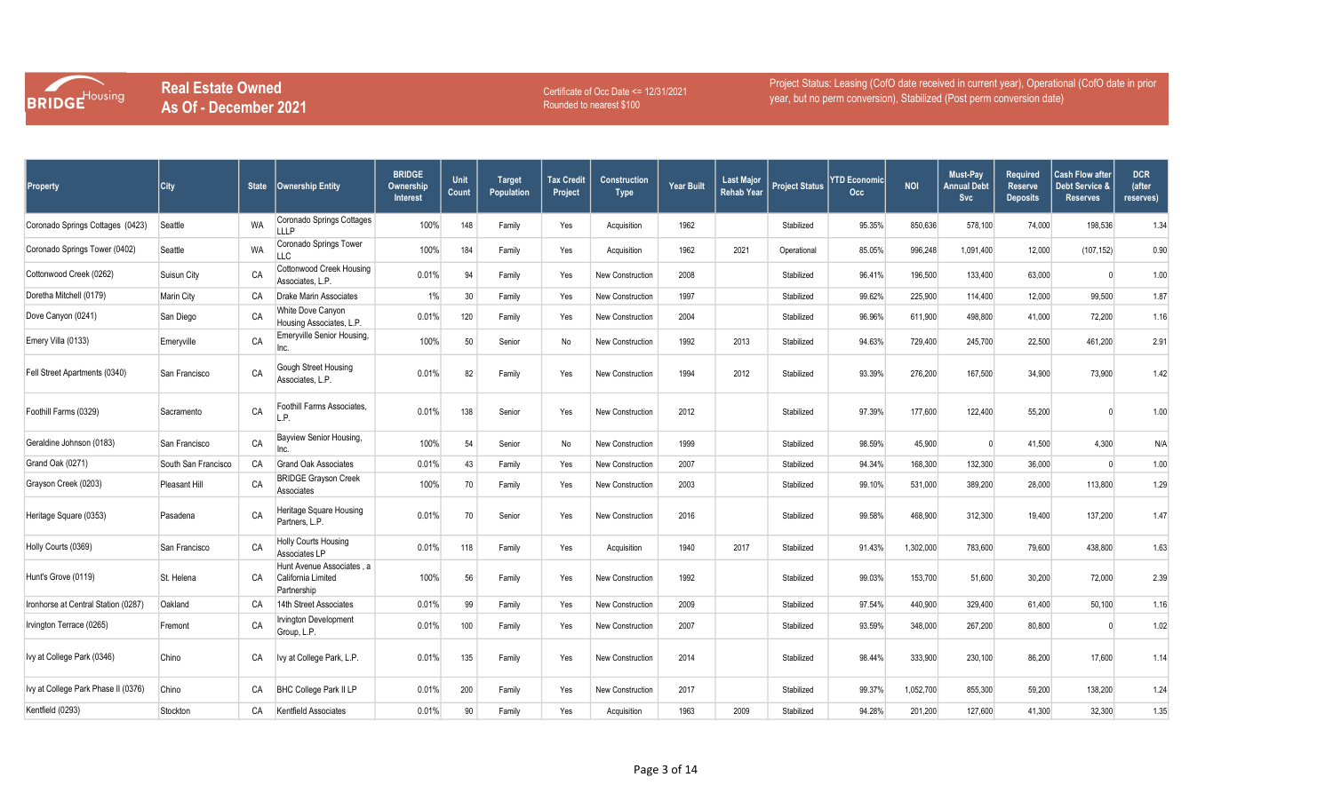BRIDGE Housing

# Real Estate Owned
## As Of - December 2021

Certificate of Occ Date <= 12/31/2021
Rounded to nearest $100

Project Status: Leasing (CofO date received in current year), Operational (CofO date in prior year, but no perm conversion), Stabilized (Post perm conversion date)

| Property | City | State | Ownership Entity | BRIDGE Ownership Interest | Unit Count | Target Population | Tax Credit Project | Construction Type | Year Built | Last Major Rehab Year | Project Status | YTD Economic Occ | NOI | Must-Pay Annual Debt Svc | Required Reserve Deposits | Cash Flow after Debt Service & Reserves | DCR (after reserves) |
|---|---|---|---|---|---|---|---|---|---|---|---|---|---|---|---|---|---|
| Coronado Springs Cottages (0423) | Seattle | WA | Coronado Springs Cottages LLLP | 100% | 148 | Family | Yes | Acquisition | 1962 | | Stabilized | 95.35% | 850,636 | 578,100 | 74,000 | 198,536 | 1.34 |
| Coronado Springs Tower (0402) | Seattle | WA | Coronado Springs Tower LLC | 100% | 184 | Family | Yes | Acquisition | 1962 | 2021 | Operational | 85.05% | 996,248 | 1,091,400 | 12,000 | (107,152) | 0.90 |
| Cottonwood Creek (0262) | Suisun City | CA | Cottonwood Creek Housing Associates, L.P. | 0.01% | 94 | Family | Yes | New Construction | 2008 | | Stabilized | 96.41% | 196,500 | 133,400 | 63,000 | 0 | 1.00 |
| Doretha Mitchell (0179) | Marin City | CA | Drake Marin Associates | 1% | 30 | Family | Yes | New Construction | 1997 | | Stabilized | 99.62% | 225,900 | 114,400 | 12,000 | 99,500 | 1.87 |
| Dove Canyon (0241) | San Diego | CA | White Dove Canyon Housing Associates, L.P. | 0.01% | 120 | Family | Yes | New Construction | 2004 | | Stabilized | 96.96% | 611,900 | 498,800 | 41,000 | 72,200 | 1.16 |
| Emery Villa (0133) | Emeryville | CA | Emeryville Senior Housing, Inc. | 100% | 50 | Senior | No | New Construction | 1992 | 2013 | Stabilized | 94.63% | 729,400 | 245,700 | 22,500 | 461,200 | 2.91 |
| Fell Street Apartments (0340) | San Francisco | CA | Gough Street Housing Associates, L.P. | 0.01% | 82 | Family | Yes | New Construction | 1994 | 2012 | Stabilized | 93.39% | 276,200 | 167,500 | 34,900 | 73,900 | 1.42 |
| Foothill Farms (0329) | Sacramento | CA | Foothill Farms Associates, L.P. | 0.01% | 138 | Senior | Yes | New Construction | 2012 | | Stabilized | 97.39% | 177,600 | 122,400 | 55,200 | 0 | 1.00 |
| Geraldine Johnson (0183) | San Francisco | CA | Bayview Senior Housing, Inc. | 100% | 54 | Senior | No | New Construction | 1999 | | Stabilized | 98.59% | 45,900 | 0 | 41,500 | 4,300 | N/A |
| Grand Oak (0271) | South San Francisco | CA | Grand Oak Associates | 0.01% | 43 | Family | Yes | New Construction | 2007 | | Stabilized | 94.34% | 168,300 | 132,300 | 36,000 | 0 | 1.00 |
| Grayson Creek (0203) | Pleasant Hill | CA | BRIDGE Grayson Creek Associates | 100% | 70 | Family | Yes | New Construction | 2003 | | Stabilized | 99.10% | 531,000 | 389,200 | 28,000 | 113,800 | 1.29 |
| Heritage Square (0353) | Pasadena | CA | Heritage Square Housing Partners, L.P. | 0.01% | 70 | Senior | Yes | New Construction | 2016 | | Stabilized | 99.58% | 468,900 | 312,300 | 19,400 | 137,200 | 1.47 |
| Holly Courts (0369) | San Francisco | CA | Holly Courts Housing Associates LP | 0.01% | 118 | Family | Yes | Acquisition | 1940 | 2017 | Stabilized | 91.43% | 1,302,000 | 783,600 | 79,600 | 438,800 | 1.63 |
| Hunt's Grove (0119) | St. Helena | CA | Hunt Avenue Associates , a California Limited Partnership | 100% | 56 | Family | Yes | New Construction | 1992 | | Stabilized | 99.03% | 153,700 | 51,600 | 30,200 | 72,000 | 2.39 |
| Ironhorse at Central Station (0287) | Oakland | CA | 14th Street Associates | 0.01% | 99 | Family | Yes | New Construction | 2009 | | Stabilized | 97.54% | 440,900 | 329,400 | 61,400 | 50,100 | 1.16 |
| Irvington Terrace (0265) | Fremont | CA | Irvington Development Group, L.P. | 0.01% | 100 | Family | Yes | New Construction | 2007 | | Stabilized | 93.59% | 348,000 | 267,200 | 80,800 | 0 | 1.02 |
| Ivy at College Park (0346) | Chino | CA | Ivy at College Park, L.P. | 0.01% | 135 | Family | Yes | New Construction | 2014 | | Stabilized | 98.44% | 333,900 | 230,100 | 86,200 | 17,600 | 1.14 |
| Ivy at College Park Phase II (0376) | Chino | CA | BHC College Park II LP | 0.01% | 200 | Family | Yes | New Construction | 2017 | | Stabilized | 99.37% | 1,052,700 | 855,300 | 59,200 | 138,200 | 1.24 |
| Kentfield (0293) | Stockton | CA | Kentfield Associates | 0.01% | 90 | Family | Yes | Acquisition | 1963 | 2009 | Stabilized | 94.28% | 201,200 | 127,600 | 41,300 | 32,300 | 1.35 |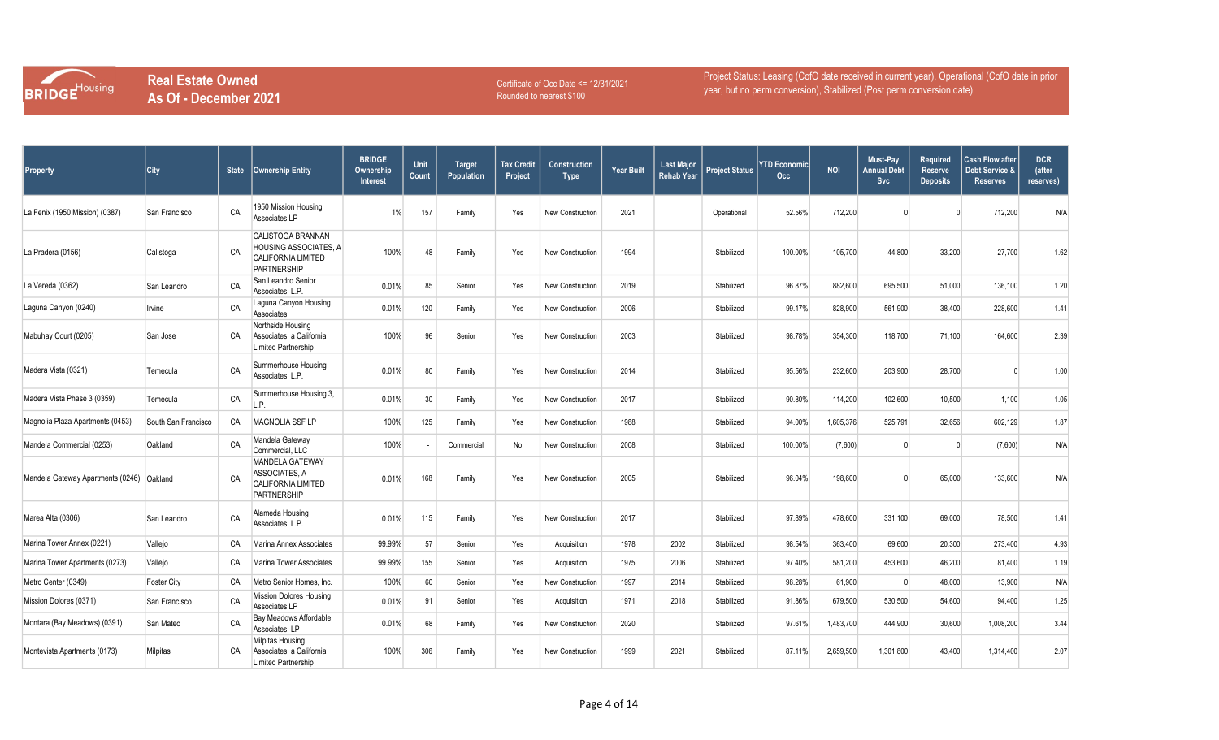BRIDGE Housing

# Real Estate Owned As Of - December 2021

Certificate of Occ Date <= 12/31/2021
Rounded to nearest $100

Project Status: Leasing (CofO date received in current year), Operational (CofO date in prior year, but no perm conversion), Stabilized (Post perm conversion date)

| Property | City | State | Ownership Entity | BRIDGE Ownership Interest | Unit Count | Target Population | Tax Credit Project | Construction Type | Year Built | Last Major Rehab Year | Project Status | YTD Economic Occ | NOI | Must-Pay Annual Debt Svc | Required Reserve Deposits | Cash Flow after Debt Service & Reserves | DCR (after reserves) |
|---|---|---|---|---|---|---|---|---|---|---|---|---|---|---|---|---|---|
| La Fenix (1950 Mission) (0387) | San Francisco | CA | 1950 Mission Housing Associates LP | 1% | 157 | Family | Yes | New Construction | 2021 | | Operational | 52.56% | 712,200 | 0 | 0 | 712,200 | N/A |
| La Pradera (0156) | Calistoga | CA | CALISTOGA BRANNAN HOUSING ASSOCIATES, A CALIFORNIA LIMITED PARTNERSHIP | 100% | 48 | Family | Yes | New Construction | 1994 | | Stabilized | 100.00% | 105,700 | 44,800 | 33,200 | 27,700 | 1.62 |
| La Vereda (0362) | San Leandro | CA | San Leandro Senior Associates, L.P. | 0.01% | 85 | Senior | Yes | New Construction | 2019 | | Stabilized | 96.87% | 882,600 | 695,500 | 51,000 | 136,100 | 1.20 |
| Laguna Canyon (0240) | Irvine | CA | Laguna Canyon Housing Associates | 0.01% | 120 | Family | Yes | New Construction | 2006 | | Stabilized | 99.17% | 828,900 | 561,900 | 38,400 | 228,600 | 1.41 |
| Mabuhay Court (0205) | San Jose | CA | Northside Housing Associates, a California Limited Partnership | 100% | 96 | Senior | Yes | New Construction | 2003 | | Stabilized | 98.78% | 354,300 | 118,700 | 71,100 | 164,600 | 2.39 |
| Madera Vista (0321) | Temecula | CA | Summerhouse Housing Associates, L.P. | 0.01% | 80 | Family | Yes | New Construction | 2014 | | Stabilized | 95.56% | 232,600 | 203,900 | 28,700 | 0 | 1.00 |
| Madera Vista Phase 3 (0359) | Temecula | CA | Summerhouse Housing 3, L.P. | 0.01% | 30 | Family | Yes | New Construction | 2017 | | Stabilized | 90.80% | 114,200 | 102,600 | 10,500 | 1,100 | 1.05 |
| Magnolia Plaza Apartments (0453) | South San Francisco | CA | MAGNOLIA SSF LP | 100% | 125 | Family | Yes | New Construction | 1988 | | Stabilized | 94.00% | 1,605,376 | 525,791 | 32,656 | 602,129 | 1.87 |
| Mandela Commercial (0253) | Oakland | CA | Mandela Gateway Commercial, LLC | 100% | - | Commercial | No | New Construction | 2008 | | Stabilized | 100.00% | (7,600) | 0 | 0 | (7,600) | N/A |
| Mandela Gateway Apartments (0246) | Oakland | CA | MANDELA GATEWAY ASSOCIATES, A CALIFORNIA LIMITED PARTNERSHIP | 0.01% | 168 | Family | Yes | New Construction | 2005 | | Stabilized | 96.04% | 198,600 | 0 | 65,000 | 133,600 | N/A |
| Marea Alta (0306) | San Leandro | CA | Alameda Housing Associates, L.P. | 0.01% | 115 | Family | Yes | New Construction | 2017 | | Stabilized | 97.89% | 478,600 | 331,100 | 69,000 | 78,500 | 1.41 |
| Marina Tower Annex (0221) | Vallejo | CA | Marina Annex Associates | 99.99% | 57 | Senior | Yes | Acquisition | 1978 | 2002 | Stabilized | 98.54% | 363,400 | 69,600 | 20,300 | 273,400 | 4.93 |
| Marina Tower Apartments (0273) | Vallejo | CA | Marina Tower Associates | 99.99% | 155 | Senior | Yes | Acquisition | 1975 | 2006 | Stabilized | 97.40% | 581,200 | 453,600 | 46,200 | 81,400 | 1.19 |
| Metro Center (0349) | Foster City | CA | Metro Senior Homes, Inc. | 100% | 60 | Senior | Yes | New Construction | 1997 | 2014 | Stabilized | 98.28% | 61,900 | 0 | 48,000 | 13,900 | N/A |
| Mission Dolores (0371) | San Francisco | CA | Mission Dolores Housing Associates LP | 0.01% | 91 | Senior | Yes | Acquisition | 1971 | 2018 | Stabilized | 91.86% | 679,500 | 530,500 | 54,600 | 94,400 | 1.25 |
| Montara (Bay Meadows) (0391) | San Mateo | CA | Bay Meadows Affordable Associates, LP | 0.01% | 68 | Family | Yes | New Construction | 2020 | | Stabilized | 97.61% | 1,483,700 | 444,900 | 30,600 | 1,008,200 | 3.44 |
| Montevista Apartments (0173) | Milpitas | CA | Milpitas Housing Associates, a California Limited Partnership | 100% | 306 | Family | Yes | New Construction | 1999 | 2021 | Stabilized | 87.11% | 2,659,500 | 1,301,800 | 43,400 | 1,314,400 | 2.07 |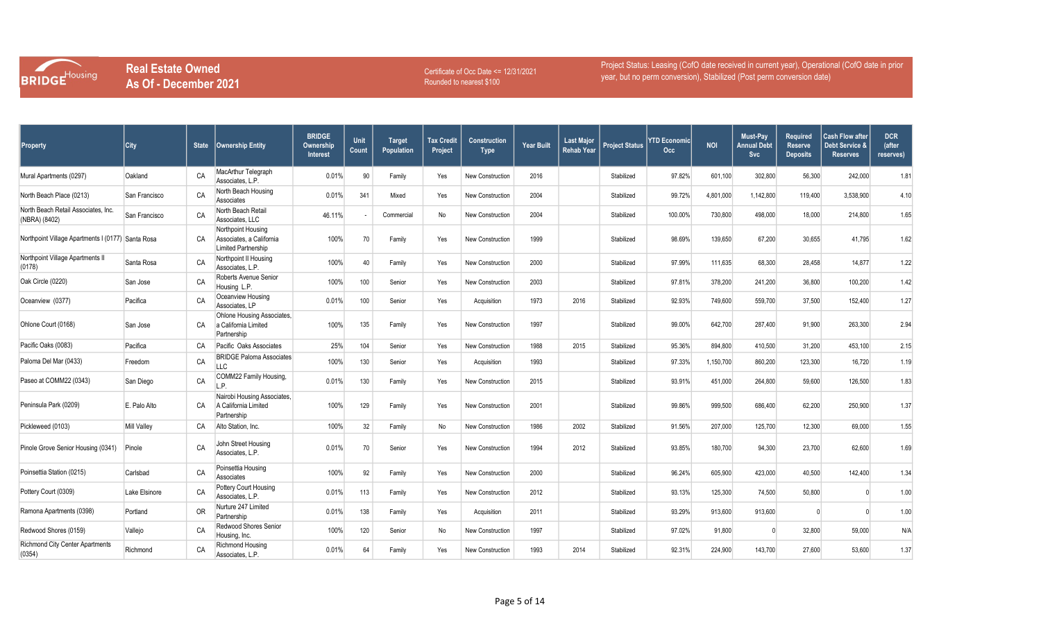BRIDGE Housing

# Real Estate Owned
## As Of - December 2021

Certificate of Occ Date <= 12/31/2021
Rounded to nearest $100

Project Status: Leasing (CofO date received in current year), Operational (CofO date in prior year, but no perm conversion), Stabilized (Post perm conversion date)

| Property | City | State | Ownership Entity | BRIDGE Ownership Interest | Unit Count | Target Population | Tax Credit Project | Construction Type | Year Built | Last Major Rehab Year | Project Status | YTD Economic Occ | NOI | Must-Pay Annual Debt Svc | Required Reserve Deposits | Cash Flow after Debt Service & Reserves | DCR (after reserves) |
|---|---|---|---|---|---|---|---|---|---|---|---|---|---|---|---|---|---|
| Mural Apartments (0297) | Oakland | CA | MacArthur Telegraph Associates, L.P. | 0.01% | 90 | Family | Yes | New Construction | 2016 | | Stabilized | 97.82% | 601,100 | 302,800 | 56,300 | 242,000 | 1.81 |
| North Beach Place (0213) | San Francisco | CA | North Beach Housing Associates | 0.01% | 341 | Mixed | Yes | New Construction | 2004 | | Stabilized | 99.72% | 4,801,000 | 1,142,800 | 119,400 | 3,538,900 | 4.10 |
| North Beach Retail Associates, Inc. (NBRA) (8402) | San Francisco | CA | North Beach Retail Associates, LLC | 46.11% | - | Commercial | No | New Construction | 2004 | | Stabilized | 100.00% | 730,800 | 498,000 | 18,000 | 214,800 | 1.65 |
| Northpoint Village Apartments I (0177) | Santa Rosa | CA | Northpoint Housing Associates, a California Limited Partnership | 100% | 70 | Family | Yes | New Construction | 1999 | | Stabilized | 98.69% | 139,650 | 67,200 | 30,655 | 41,795 | 1.62 |
| Northpoint Village Apartments II (0178) | Santa Rosa | CA | Northpoint II Housing Associates, L.P. | 100% | 40 | Family | Yes | New Construction | 2000 | | Stabilized | 97.99% | 111,635 | 68,300 | 28,458 | 14,877 | 1.22 |
| Oak Circle (0220) | San Jose | CA | Roberts Avenue Senior Housing L.P. | 100% | 100 | Senior | Yes | New Construction | 2003 | | Stabilized | 97.81% | 378,200 | 241,200 | 36,800 | 100,200 | 1.42 |
| Oceanview (0377) | Pacifica | CA | Oceanview Housing Associates, LP | 0.01% | 100 | Senior | Yes | Acquisition | 1973 | 2016 | Stabilized | 92.93% | 749,600 | 559,700 | 37,500 | 152,400 | 1.27 |
| Ohlone Court (0168) | San Jose | CA | Ohlone Housing Associates, a California Limited Partnership | 100% | 135 | Family | Yes | New Construction | 1997 | | Stabilized | 99.00% | 642,700 | 287,400 | 91,900 | 263,300 | 1.94 |
| Pacific Oaks (0083) | Pacifica | CA | Pacific Oaks Associates | 25% | 104 | Senior | Yes | New Construction | 1988 | 2015 | Stabilized | 95.36% | 894,800 | 410,500 | 31,200 | 453,100 | 2.15 |
| Paloma Del Mar (0433) | Freedom | CA | BRIDGE Paloma Associates LLC | 100% | 130 | Senior | Yes | Acquisition | 1993 | | Stabilized | 97.33% | 1,150,700 | 860,200 | 123,300 | 16,720 | 1.19 |
| Paseo at COMM22 (0343) | San Diego | CA | COMM22 Family Housing, L.P. | 0.01% | 130 | Family | Yes | New Construction | 2015 | | Stabilized | 93.91% | 451,000 | 264,800 | 59,600 | 126,500 | 1.83 |
| Peninsula Park (0209) | E. Palo Alto | CA | Nairobi Housing Associates, A California Limited Partnership | 100% | 129 | Family | Yes | New Construction | 2001 | | Stabilized | 99.86% | 999,500 | 686,400 | 62,200 | 250,900 | 1.37 |
| Pickleweed (0103) | Mill Valley | CA | Alto Station, Inc. | 100% | 32 | Family | No | New Construction | 1986 | 2002 | Stabilized | 91.56% | 207,000 | 125,700 | 12,300 | 69,000 | 1.55 |
| Pinole Grove Senior Housing (0341) | Pinole | CA | John Street Housing Associates, L.P. | 0.01% | 70 | Senior | Yes | New Construction | 1994 | 2012 | Stabilized | 93.85% | 180,700 | 94,300 | 23,700 | 62,600 | 1.69 |
| Poinsettia Station (0215) | Carlsbad | CA | Poinsettia Housing Associates | 100% | 92 | Family | Yes | New Construction | 2000 | | Stabilized | 96.24% | 605,900 | 423,000 | 40,500 | 142,400 | 1.34 |
| Pottery Court (0309) | Lake Elsinore | CA | Pottery Court Housing Associates, L.P. | 0.01% | 113 | Family | Yes | New Construction | 2012 | | Stabilized | 93.13% | 125,300 | 74,500 | 50,800 | 0 | 1.00 |
| Ramona Apartments (0398) | Portland | OR | Nurture 247 Limited Partnership | 0.01% | 138 | Family | Yes | Acquisition | 2011 | | Stabilized | 93.29% | 913,600 | 913,600 | 0 | 0 | 1.00 |
| Redwood Shores (0159) | Vallejo | CA | Redwood Shores Senior Housing, Inc. | 100% | 120 | Senior | No | New Construction | 1997 | | Stabilized | 97.02% | 91,800 | 0 | 32,800 | 59,000 | N/A |
| Richmond City Center Apartments (0354) | Richmond | CA | Richmond Housing Associates, L.P. | 0.01% | 64 | Family | Yes | New Construction | 1993 | 2014 | Stabilized | 92.31% | 224,900 | 143,700 | 27,600 | 53,600 | 1.37 |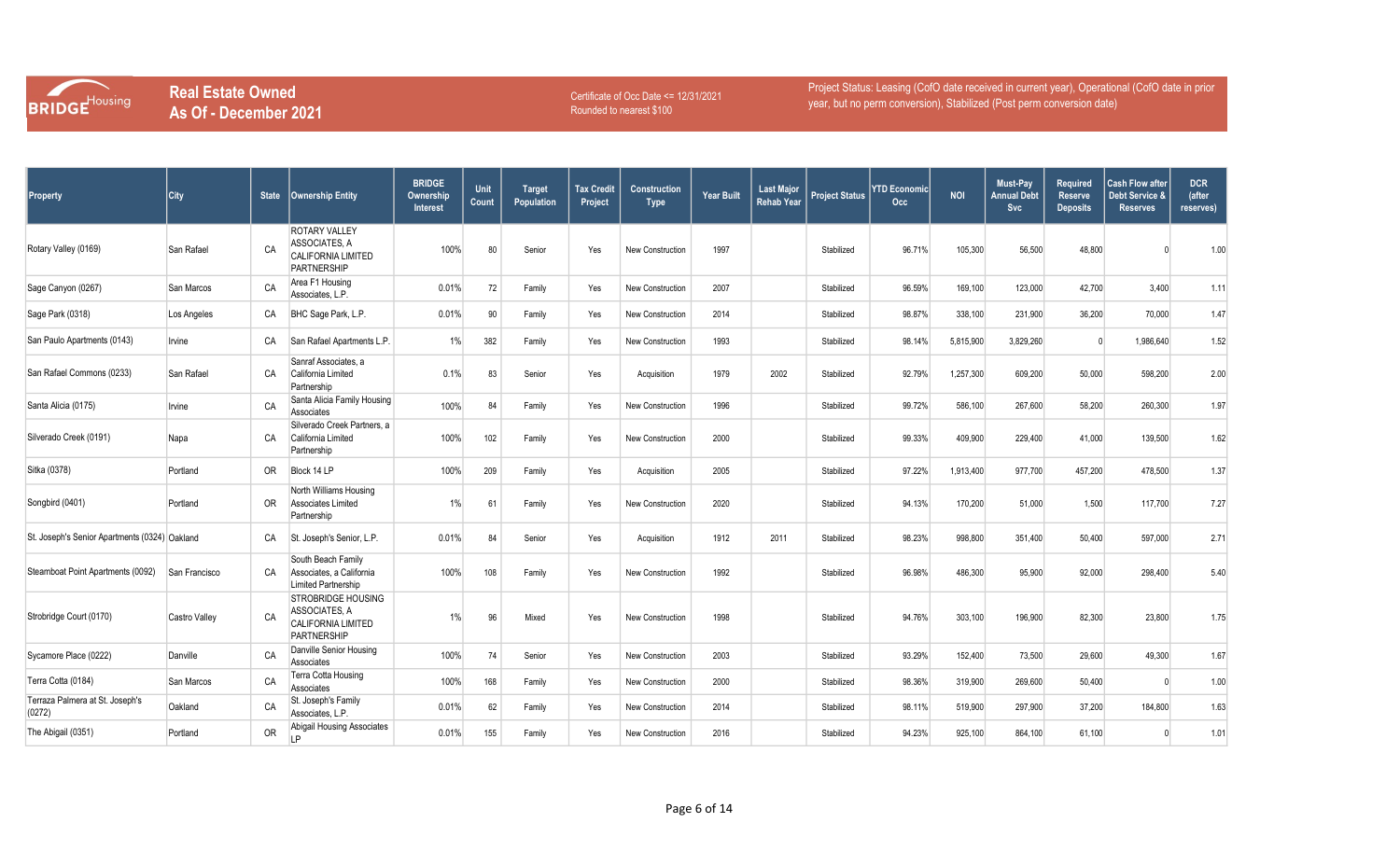BRIDGE Housing

# Real Estate Owned
## As Of - December 2021

Certificate of Occ Date <= 12/31/2021
Rounded to nearest $100

Project Status: Leasing (CofO date received in current year), Operational (CofO date in prior year, but no perm conversion), Stabilized (Post perm conversion date)

| Property | City | State | Ownership Entity | BRIDGE Ownership Interest | Unit Count | Target Population | Tax Credit Project | Construction Type | Year Built | Last Major Rehab Year | Project Status | YTD Economic Occ | NOI | Must-Pay Annual Debt Svc | Required Reserve Deposits | Cash Flow after Debt Service & Reserves | DCR (after reserves) |
|---|---|---|---|---|---|---|---|---|---|---|---|---|---|---|---|---|---|
| Rotary Valley (0169) | San Rafael | CA | ROTARY VALLEY ASSOCIATES, A CALIFORNIA LIMITED PARTNERSHIP | 100% | 80 | Senior | Yes | New Construction | 1997 | | Stabilized | 96.71% | 105,300 | 56,500 | 48,800 | 0 | 1.00 |
| Sage Canyon (0267) | San Marcos | CA | Area F1 Housing Associates, L.P. | 0.01% | 72 | Family | Yes | New Construction | 2007 | | Stabilized | 96.59% | 169,100 | 123,000 | 42,700 | 3,400 | 1.11 |
| Sage Park (0318) | Los Angeles | CA | BHC Sage Park, L.P. | 0.01% | 90 | Family | Yes | New Construction | 2014 | | Stabilized | 98.87% | 338,100 | 231,900 | 36,200 | 70,000 | 1.47 |
| San Paulo Apartments (0143) | Irvine | CA | San Rafael Apartments L.P. | 1% | 382 | Family | Yes | New Construction | 1993 | | Stabilized | 98.14% | 5,815,900 | 3,829,260 | 0 | 1,986,640 | 1.52 |
| San Rafael Commons (0233) | San Rafael | CA | Sanraf Associates, a California Limited Partnership | 0.1% | 83 | Senior | Yes | Acquisition | 1979 | 2002 | Stabilized | 92.79% | 1,257,300 | 609,200 | 50,000 | 598,200 | 2.00 |
| Santa Alicia (0175) | Irvine | CA | Santa Alicia Family Housing Associates | 100% | 84 | Family | Yes | New Construction | 1996 | | Stabilized | 99.72% | 586,100 | 267,600 | 58,200 | 260,300 | 1.97 |
| Silverado Creek (0191) | Napa | CA | Silverado Creek Partners, a California Limited Partnership | 100% | 102 | Family | Yes | New Construction | 2000 | | Stabilized | 99.33% | 409,900 | 229,400 | 41,000 | 139,500 | 1.62 |
| Sitka (0378) | Portland | OR | Block 14 LP | 100% | 209 | Family | Yes | Acquisition | 2005 | | Stabilized | 97.22% | 1,913,400 | 977,700 | 457,200 | 478,500 | 1.37 |
| Songbird (0401) | Portland | OR | North Williams Housing Associates Limited Partnership | 1% | 61 | Family | Yes | New Construction | 2020 | | Stabilized | 94.13% | 170,200 | 51,000 | 1,500 | 117,700 | 7.27 |
| St. Joseph's Senior Apartments (0324) | Oakland | CA | St. Joseph's Senior, L.P. | 0.01% | 84 | Senior | Yes | Acquisition | 1912 | 2011 | Stabilized | 98.23% | 998,800 | 351,400 | 50,400 | 597,000 | 2.71 |
| Steamboat Point Apartments (0092) | San Francisco | CA | South Beach Family Associates, a California Limited Partnership | 100% | 108 | Family | Yes | New Construction | 1992 | | Stabilized | 96.98% | 486,300 | 95,900 | 92,000 | 298,400 | 5.40 |
| Strobridge Court (0170) | Castro Valley | CA | STROBRIDGE HOUSING ASSOCIATES, A CALIFORNIA LIMITED PARTNERSHIP | 1% | 96 | Mixed | Yes | New Construction | 1998 | | Stabilized | 94.76% | 303,100 | 196,900 | 82,300 | 23,800 | 1.75 |
| Sycamore Place (0222) | Danville | CA | Danville Senior Housing Associates | 100% | 74 | Senior | Yes | New Construction | 2003 | | Stabilized | 93.29% | 152,400 | 73,500 | 29,600 | 49,300 | 1.67 |
| Terra Cotta (0184) | San Marcos | CA | Terra Cotta Housing Associates | 100% | 168 | Family | Yes | New Construction | 2000 | | Stabilized | 98.36% | 319,900 | 269,600 | 50,400 | 0 | 1.00 |
| Terraza Palmera at St. Joseph's (0272) | Oakland | CA | St. Joseph's Family Associates, L.P. | 0.01% | 62 | Family | Yes | New Construction | 2014 | | Stabilized | 98.11% | 519,900 | 297,900 | 37,200 | 184,800 | 1.63 |
| The Abigail (0351) | Portland | OR | Abigail Housing Associates LP | 0.01% | 155 | Family | Yes | New Construction | 2016 | | Stabilized | 94.23% | 925,100 | 864,100 | 61,100 | 0 | 1.01 |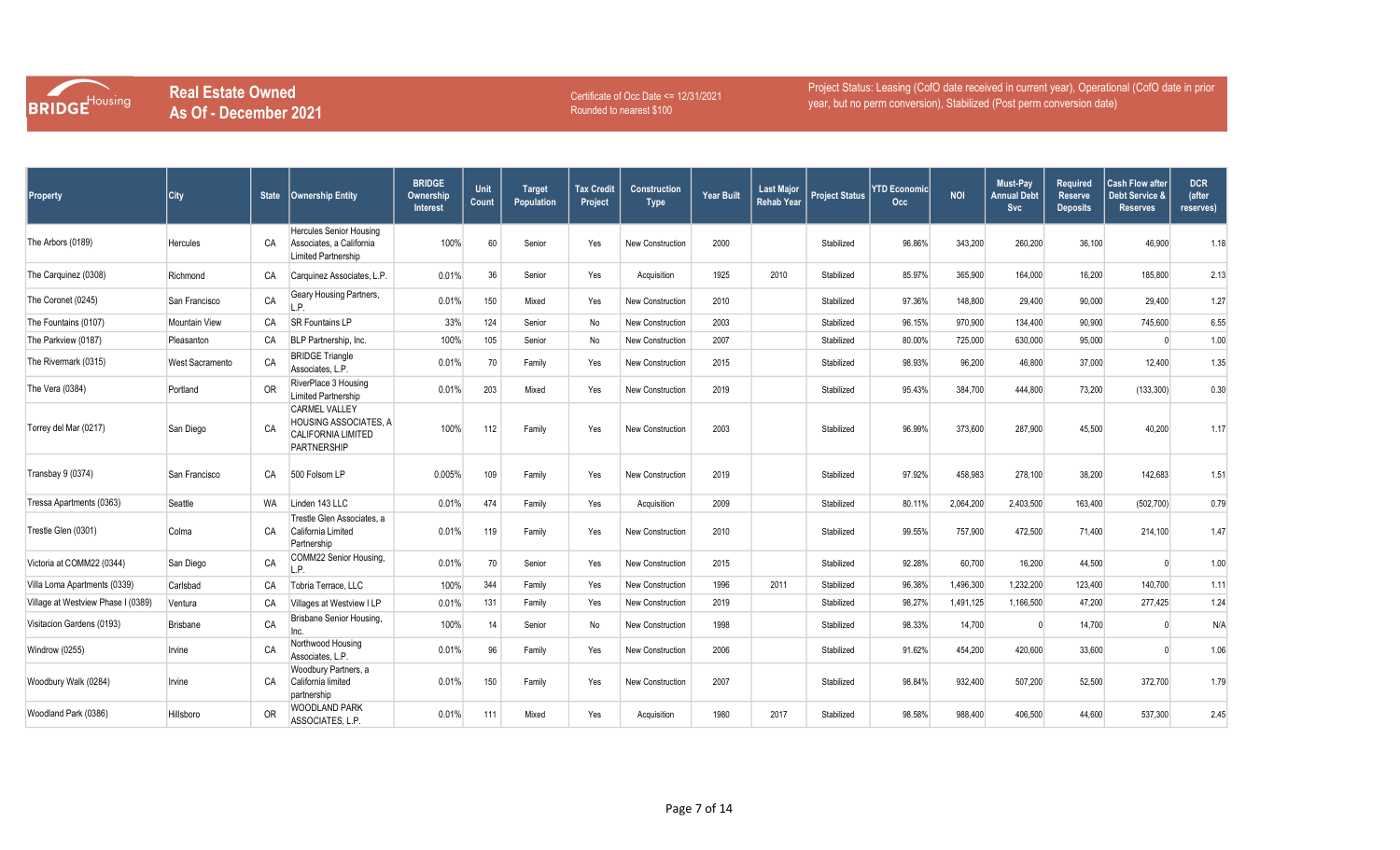BRIDGE Housing

# Real Estate Owned
## As Of - December 2021

Certificate of Occ Date <= 12/31/2021
Rounded to nearest $100

Project Status: Leasing (CofO date received in current year), Operational (CofO date in prior year, but no perm conversion), Stabilized (Post perm conversion date)

| Property | City | State | Ownership Entity | BRIDGE Ownership Interest | Unit Count | Target Population | Tax Credit Project | Construction Type | Year Built | Last Major Rehab Year | Project Status | YTD Economic Occ | NOI | Must-Pay Annual Debt Svc | Required Reserve Deposits | Cash Flow after Debt Service & Reserves | DCR (after reserves) |
|---|---|---|---|---|---|---|---|---|---|---|---|---|---|---|---|---|---|
| The Arbors (0189) | Hercules | CA | Hercules Senior Housing Associates, a California Limited Partnership | 100% | 60 | Senior | Yes | New Construction | 2000 | | Stabilized | 96.86% | 343,200 | 260,200 | 36,100 | 46,900 | 1.18 |
| The Carquinez (0308) | Richmond | CA | Carquinez Associates, L.P. | 0.01% | 36 | Senior | Yes | Acquisition | 1925 | 2010 | Stabilized | 85.97% | 365,900 | 164,000 | 16,200 | 185,800 | 2.13 |
| The Coronet (0245) | San Francisco | CA | Geary Housing Partners, L.P. | 0.01% | 150 | Mixed | Yes | New Construction | 2010 | | Stabilized | 97.36% | 148,800 | 29,400 | 90,000 | 29,400 | 1.27 |
| The Fountains (0107) | Mountain View | CA | SR Fountains LP | 33% | 124 | Senior | No | New Construction | 2003 | | Stabilized | 96.15% | 970,900 | 134,400 | 90,900 | 745,600 | 6.55 |
| The Parkview (0187) | Pleasanton | CA | BLP Partnership, Inc. | 100% | 105 | Senior | No | New Construction | 2007 | | Stabilized | 80.00% | 725,000 | 630,000 | 95,000 | 0 | 1.00 |
| The Rivermark (0315) | West Sacramento | CA | BRIDGE Triangle Associates, L.P. | 0.01% | 70 | Family | Yes | New Construction | 2015 | | Stabilized | 98.93% | 96,200 | 46,800 | 37,000 | 12,400 | 1.35 |
| The Vera (0384) | Portland | OR | RiverPlace 3 Housing Limited Partnership | 0.01% | 203 | Mixed | Yes | New Construction | 2019 | | Stabilized | 95.43% | 384,700 | 444,800 | 73,200 | (133,300) | 0.30 |
| Torrey del Mar (0217) | San Diego | CA | CARMEL VALLEY HOUSING ASSOCIATES, A CALIFORNIA LIMITED PARTNERSHIP | 100% | 112 | Family | Yes | New Construction | 2003 | | Stabilized | 96.99% | 373,600 | 287,900 | 45,500 | 40,200 | 1.17 |
| Transbay 9 (0374) | San Francisco | CA | 500 Folsom LP | 0.005% | 109 | Family | Yes | New Construction | 2019 | | Stabilized | 97.92% | 458,983 | 278,100 | 38,200 | 142,683 | 1.51 |
| Tressa Apartments (0363) | Seattle | WA | Linden 143 LLC | 0.01% | 474 | Family | Yes | Acquisition | 2009 | | Stabilized | 80.11% | 2,064,200 | 2,403,500 | 163,400 | (502,700) | 0.79 |
| Trestle Glen (0301) | Colma | CA | Trestle Glen Associates, a California Limited Partnership | 0.01% | 119 | Family | Yes | New Construction | 2010 | | Stabilized | 99.55% | 757,900 | 472,500 | 71,400 | 214,100 | 1.47 |
| Victoria at COMM22 (0344) | San Diego | CA | COMM22 Senior Housing, L.P. | 0.01% | 70 | Senior | Yes | New Construction | 2015 | | Stabilized | 92.28% | 60,700 | 16,200 | 44,500 | 0 | 1.00 |
| Villa Loma Apartments (0339) | Carlsbad | CA | Tobria Terrace, LLC | 100% | 344 | Family | Yes | New Construction | 1996 | 2011 | Stabilized | 96.38% | 1,496,300 | 1,232,200 | 123,400 | 140,700 | 1.11 |
| Village at Westview Phase I (0389) | Ventura | CA | Villages at Westview I LP | 0.01% | 131 | Family | Yes | New Construction | 2019 | | Stabilized | 98.27% | 1,491,125 | 1,166,500 | 47,200 | 277,425 | 1.24 |
| Visitacion Gardens (0193) | Brisbane | CA | Brisbane Senior Housing, Inc. | 100% | 14 | Senior | No | New Construction | 1998 | | Stabilized | 98.33% | 14,700 | 0 | 14,700 | 0 | N/A |
| Windrow (0255) | Irvine | CA | Northwood Housing Associates, L.P. | 0.01% | 96 | Family | Yes | New Construction | 2006 | | Stabilized | 91.62% | 454,200 | 420,600 | 33,600 | 0 | 1.06 |
| Woodbury Walk (0284) | Irvine | CA | Woodbury Partners, a California limited partnership | 0.01% | 150 | Family | Yes | New Construction | 2007 | | Stabilized | 98.84% | 932,400 | 507,200 | 52,500 | 372,700 | 1.79 |
| Woodland Park (0386) | Hillsboro | OR | WOODLAND PARK ASSOCIATES, L.P. | 0.01% | 111 | Mixed | Yes | Acquisition | 1980 | 2017 | Stabilized | 98.58% | 988,400 | 406,500 | 44,600 | 537,300 | 2.45 |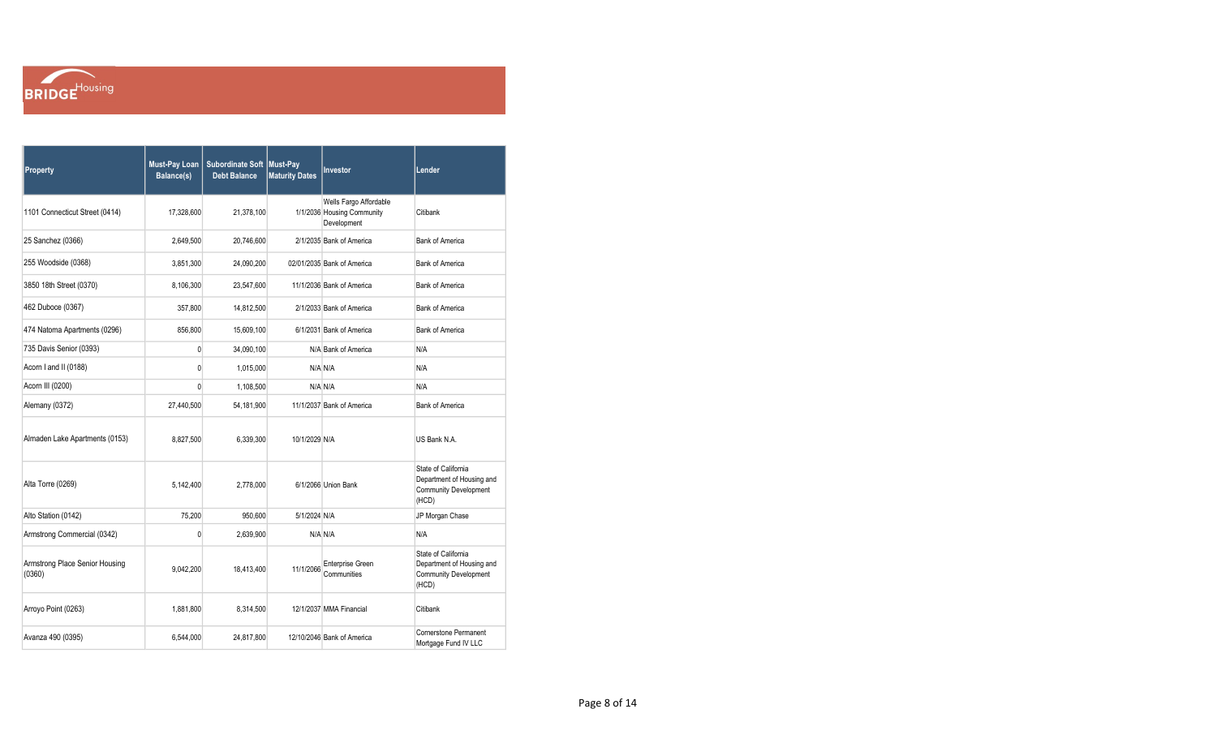| Property | Must-Pay Loan Balance(s) | Subordinate Soft Debt Balance | Must-Pay Maturity Dates | Investor | Lender |
|---|---|---|---|---|---|
| 1101 Connecticut Street (0414) | 17,328,600 | 21,378,100 | 1/1/2036 | Wells Fargo Affordable Housing Community Development | Citibank |
| 25 Sanchez (0366) | 2,649,500 | 20,746,600 | 2/1/2035 | Bank of America | Bank of America |
| 255 Woodside (0368) | 3,851,300 | 24,090,200 | 02/01/2035 | Bank of America | Bank of America |
| 3850 18th Street (0370) | 8,106,300 | 23,547,600 | 11/1/2036 | Bank of America | Bank of America |
| 462 Duboce (0367) | 357,800 | 14,812,500 | 2/1/2033 | Bank of America | Bank of America |
| 474 Natoma Apartments (0296) | 856,800 | 15,609,100 | 6/1/2031 | Bank of America | Bank of America |
| 735 Davis Senior (0393) | 0 | 34,090,100 | N/A | Bank of America | N/A |
| Acorn I and II (0188) | 0 | 1,015,000 | N/A | N/A | N/A |
| Acorn III (0200) | 0 | 1,108,500 | N/A | N/A | N/A |
| Alemany (0372) | 27,440,500 | 54,181,900 | 11/1/2037 | Bank of America | Bank of America |
| Almaden Lake Apartments (0153) | 8,827,500 | 6,339,300 | 10/1/2029 | N/A | US Bank N.A. |
| Alta Torre (0269) | 5,142,400 | 2,778,000 | 6/1/2066 | Union Bank | State of California Department of Housing and Community Development (HCD) |
| Alto Station (0142) | 75,200 | 950,600 | 5/1/2024 | N/A | JP Morgan Chase |
| Armstrong Commercial (0342) | 0 | 2,639,900 | N/A | N/A | N/A |
| Armstrong Place Senior Housing (0360) | 9,042,200 | 18,413,400 | 11/1/2066 | Enterprise Green Communities | State of California Department of Housing and Community Development (HCD) |
| Arroyo Point (0263) | 1,881,800 | 8,314,500 | 12/1/2037 | MMA Financial | Citibank |
| Avanza 490 (0395) | 6,544,000 | 24,817,800 | 12/10/2046 | Bank of America | Cornerstone Permanent Mortgage Fund IV LLC |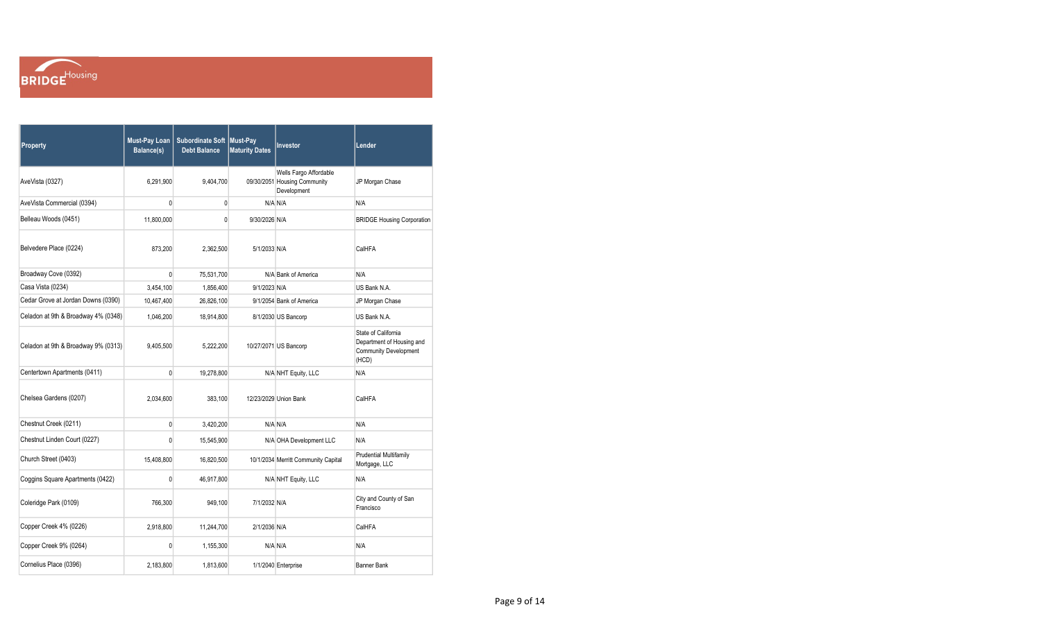| Property | Must-Pay Loan Balance(s) | Subordinate Soft Debt Balance | Must-Pay Maturity Dates | Investor | Lender |
|---|---|---|---|---|---|
| AveVista (0327) | 6,291,900 | 9,404,700 | 09/30/2051 | Wells Fargo Affordable Housing Community Development | JP Morgan Chase |
| AveVista Commercial (0394) | 0 | 0 | N/A | N/A | N/A |
| Belleau Woods (0451) | 11,800,000 | 0 | 9/30/2026 | N/A | BRIDGE Housing Corporation |
| Belvedere Place (0224) | 873,200 | 2,362,500 | 5/1/2033 | N/A | CalHFA |
| Broadway Cove (0392) | 0 | 75,531,700 | N/A | Bank of America | N/A |
| Casa Vista (0234) | 3,454,100 | 1,856,400 | 9/1/2023 | N/A | US Bank N.A. |
| Cedar Grove at Jordan Downs (0390) | 10,467,400 | 26,826,100 | 9/1/2054 | Bank of America | JP Morgan Chase |
| Celadon at 9th & Broadway 4% (0348) | 1,046,200 | 18,914,800 | 8/1/2030 | US Bancorp | US Bank N.A. |
| Celadon at 9th & Broadway 9% (0313) | 9,405,500 | 5,222,200 | 10/27/2071 | US Bancorp | State of California Department of Housing and Community Development (HCD) |
| Centertown Apartments (0411) | 0 | 19,278,800 | N/A | NHT Equity, LLC | N/A |
| Chelsea Gardens (0207) | 2,034,600 | 383,100 | 12/23/2029 | Union Bank | CalHFA |
| Chestnut Creek (0211) | 0 | 3,420,200 | N/A | N/A | N/A |
| Chestnut Linden Court (0227) | 0 | 15,545,900 | N/A | OHA Development LLC | N/A |
| Church Street (0403) | 15,408,800 | 16,820,500 | 10/1/2034 | Merritt Community Capital | Prudential Multifamily Mortgage, LLC |
| Coggins Square Apartments (0422) | 0 | 46,917,800 | N/A | NHT Equity, LLC | N/A |
| Coleridge Park (0109) | 766,300 | 949,100 | 7/1/2032 | N/A | City and County of San Francisco |
| Copper Creek 4% (0226) | 2,918,800 | 11,244,700 | 2/1/2036 | N/A | CalHFA |
| Copper Creek 9% (0264) | 0 | 1,155,300 | N/A | N/A | N/A |
| Cornelius Place (0396) | 2,183,800 | 1,813,600 | 1/1/2040 | Enterprise | Banner Bank |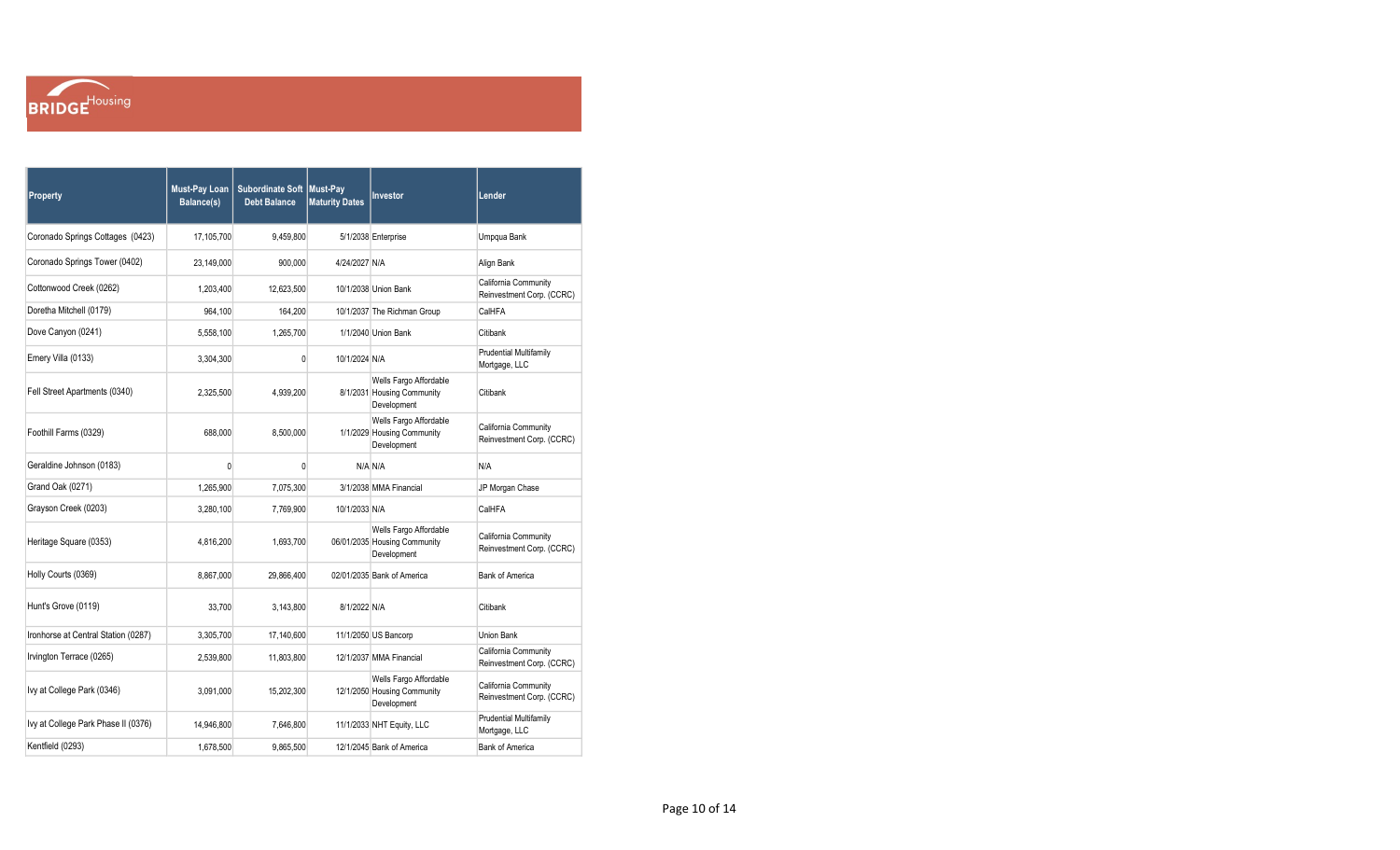| Property | Must-Pay Loan Balance(s) | Subordinate Soft Debt Balance | Must-Pay Maturity Dates | Investor | Lender |
|---|---|---|---|---|---|
| Coronado Springs Cottages (0423) | 17,105,700 | 9,459,800 | 5/1/2038 | Enterprise | Umpqua Bank |
| Coronado Springs Tower (0402) | 23,149,000 | 900,000 | 4/24/2027 | N/A | Align Bank |
| Cottonwood Creek (0262) | 1,203,400 | 12,623,500 | 10/1/2038 | Union Bank | California Community Reinvestment Corp. (CCRC) |
| Doretha Mitchell (0179) | 964,100 | 164,200 | 10/1/2037 | The Richman Group | CalHFA |
| Dove Canyon (0241) | 5,558,100 | 1,265,700 | 1/1/2040 | Union Bank | Citibank |
| Emery Villa (0133) | 3,304,300 | 0 | 10/1/2024 | N/A | Prudential Multifamily Mortgage, LLC |
| Fell Street Apartments (0340) | 2,325,500 | 4,939,200 | 8/1/2031 | Wells Fargo Affordable Housing Community Development | Citibank |
| Foothill Farms (0329) | 688,000 | 8,500,000 | 1/1/2029 | Wells Fargo Affordable Housing Community Development | California Community Reinvestment Corp. (CCRC) |
| Geraldine Johnson (0183) | 0 | 0 | N/A | N/A | N/A |
| Grand Oak (0271) | 1,265,900 | 7,075,300 | 3/1/2038 | MMA Financial | JP Morgan Chase |
| Grayson Creek (0203) | 3,280,100 | 7,769,900 | 10/1/2033 | N/A | CalHFA |
| Heritage Square (0353) | 4,816,200 | 1,693,700 | 06/01/2035 | Wells Fargo Affordable Housing Community Development | California Community Reinvestment Corp. (CCRC) |
| Holly Courts (0369) | 8,867,000 | 29,866,400 | 02/01/2035 | Bank of America | Bank of America |
| Hunt's Grove (0119) | 33,700 | 3,143,800 | 8/1/2022 | N/A | Citibank |
| Ironhorse at Central Station (0287) | 3,305,700 | 17,140,600 | 11/1/2050 | US Bancorp | Union Bank |
| Irvington Terrace (0265) | 2,539,800 | 11,803,800 | 12/1/2037 | MMA Financial | California Community Reinvestment Corp. (CCRC) |
| Ivy at College Park (0346) | 3,091,000 | 15,202,300 | 12/1/2050 | Wells Fargo Affordable Housing Community Development | California Community Reinvestment Corp. (CCRC) |
| Ivy at College Park Phase II (0376) | 14,946,800 | 7,646,800 | 11/1/2033 | NHT Equity, LLC | Prudential Multifamily Mortgage, LLC |
| Kentfield (0293) | 1,678,500 | 9,865,500 | 12/1/2045 | Bank of America | Bank of America |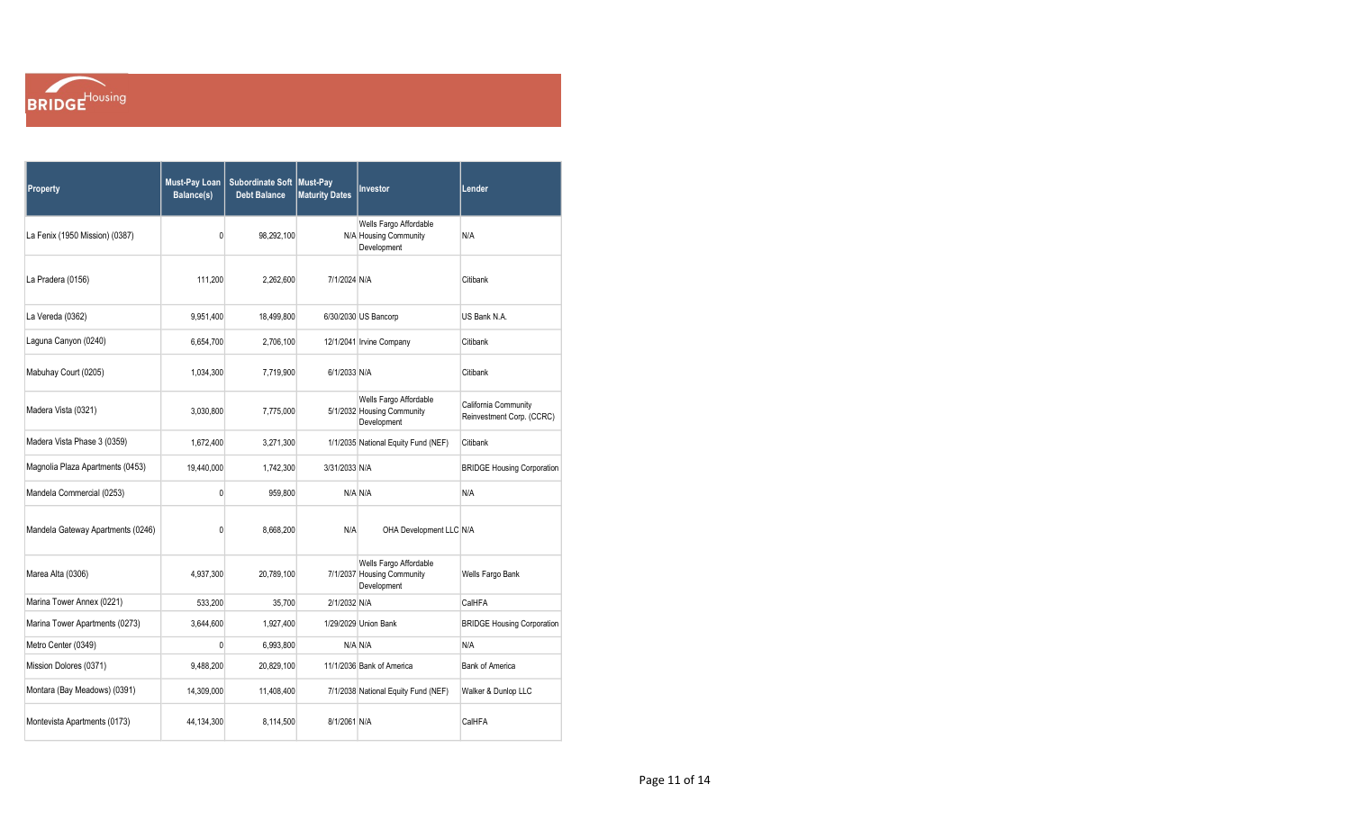BRIDGE Housing

| Property | Must-Pay Loan Balance(s) | Subordinate Soft Debt Balance | Must-Pay Maturity Dates | Investor | Lender |
|---|---|---|---|---|---|
| La Fenix (1950 Mission) (0387) | 0 | 98,292,100 | N/A | Wells Fargo Affordable Housing Community Development | N/A |
| La Pradera (0156) | 111,200 | 2,262,600 | 7/1/2024 | N/A | Citibank |
| La Vereda (0362) | 9,951,400 | 18,499,800 | 6/30/2030 | US Bancorp | US Bank N.A. |
| Laguna Canyon (0240) | 6,654,700 | 2,706,100 | 12/1/2041 | Irvine Company | Citibank |
| Mabuhay Court (0205) | 1,034,300 | 7,719,900 | 6/1/2033 | N/A | Citibank |
| Madera Vista (0321) | 3,030,800 | 7,775,000 | 5/1/2032 | Wells Fargo Affordable Housing Community Development | California Community Reinvestment Corp. (CCRC) |
| Madera Vista Phase 3 (0359) | 1,672,400 | 3,271,300 | 1/1/2035 | National Equity Fund (NEF) | Citibank |
| Magnolia Plaza Apartments (0453) | 19,440,000 | 1,742,300 | 3/31/2033 | N/A | BRIDGE Housing Corporation |
| Mandela Commercial (0253) | 0 | 959,800 | N/A | N/A | N/A |
| Mandela Gateway Apartments (0246) | 0 | 8,668,200 | N/A | OHA Development LLC | N/A |
| Marea Alta (0306) | 4,937,300 | 20,789,100 | 7/1/2037 | Wells Fargo Affordable Housing Community Development | Wells Fargo Bank |
| Marina Tower Annex (0221) | 533,200 | 35,700 | 2/1/2032 | N/A | CalHFA |
| Marina Tower Apartments (0273) | 3,644,600 | 1,927,400 | 1/29/2029 | Union Bank | BRIDGE Housing Corporation |
| Metro Center (0349) | 0 | 6,993,800 | N/A | N/A | N/A |
| Mission Dolores (0371) | 9,488,200 | 20,829,100 | 11/1/2036 | Bank of America | Bank of America |
| Montara (Bay Meadows) (0391) | 14,309,000 | 11,408,400 | 7/1/2038 | National Equity Fund (NEF) | Walker & Dunlop LLC |
| Montevista Apartments (0173) | 44,134,300 | 8,114,500 | 8/1/2061 | N/A | CalHFA |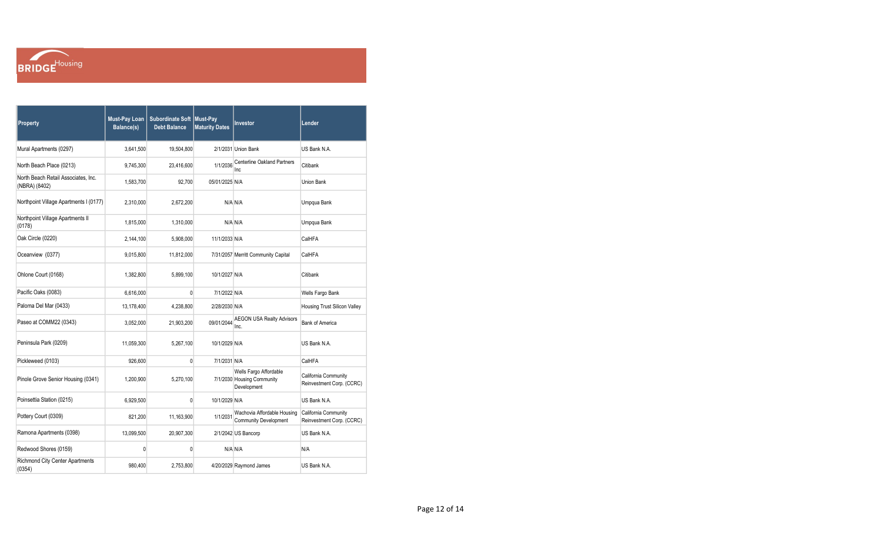| Property | Must-Pay Loan Balance(s) | Subordinate Soft Debt Balance | Must-Pay Maturity Dates | Investor | Lender |
|---|---|---|---|---|---|
| Mural Apartments (0297) | 3,641,500 | 19,504,800 | 2/1/2031 | Union Bank | US Bank N.A. |
| North Beach Place (0213) | 9,745,300 | 23,416,600 | 1/1/2036 | Centerline Oakland Partners Inc | Citibank |
| North Beach Retail Associates, Inc. (NBRA) (8402) | 1,583,700 | 92,700 | 05/01/2025 | N/A | Union Bank |
| Northpoint Village Apartments I (0177) | 2,310,000 | 2,672,200 | N/A | N/A | Umpqua Bank |
| Northpoint Village Apartments II (0178) | 1,815,000 | 1,310,000 | N/A | N/A | Umpqua Bank |
| Oak Circle (0220) | 2,144,100 | 5,908,000 | 11/1/2033 | N/A | CalHFA |
| Oceanview (0377) | 9,015,800 | 11,812,000 | 7/31/2057 | Merritt Community Capital | CalHFA |
| Ohlone Court (0168) | 1,382,800 | 5,899,100 | 10/1/2027 | N/A | Citibank |
| Pacific Oaks (0083) | 6,616,000 | 0 | 7/1/2022 | N/A | Wells Fargo Bank |
| Paloma Del Mar (0433) | 13,178,400 | 4,238,800 | 2/28/2030 | N/A | Housing Trust Silicon Valley |
| Paseo at COMM22 (0343) | 3,052,000 | 21,903,200 | 09/01/2044 | AEGON USA Realty Advisors Inc. | Bank of America |
| Peninsula Park (0209) | 11,059,300 | 5,267,100 | 10/1/2029 | N/A | US Bank N.A. |
| Pickleweed (0103) | 926,600 | 0 | 7/1/2031 | N/A | CalHFA |
| Pinole Grove Senior Housing (0341) | 1,200,900 | 5,270,100 | 7/1/2030 | Wells Fargo Affordable Housing Community Development | California Community Reinvestment Corp. (CCRC) |
| Poinsettia Station (0215) | 6,929,500 | 0 | 10/1/2029 | N/A | US Bank N.A. |
| Pottery Court (0309) | 821,200 | 11,163,900 | 1/1/2031 | Wachovia Affordable Housing Community Development | California Community Reinvestment Corp. (CCRC) |
| Ramona Apartments (0398) | 13,099,500 | 20,907,300 | 2/1/2042 | US Bancorp | US Bank N.A. |
| Redwood Shores (0159) | 0 | 0 | N/A | N/A | N/A |
| Richmond City Center Apartments (0354) | 980,400 | 2,753,800 | 4/20/2029 | Raymond James | US Bank N.A. |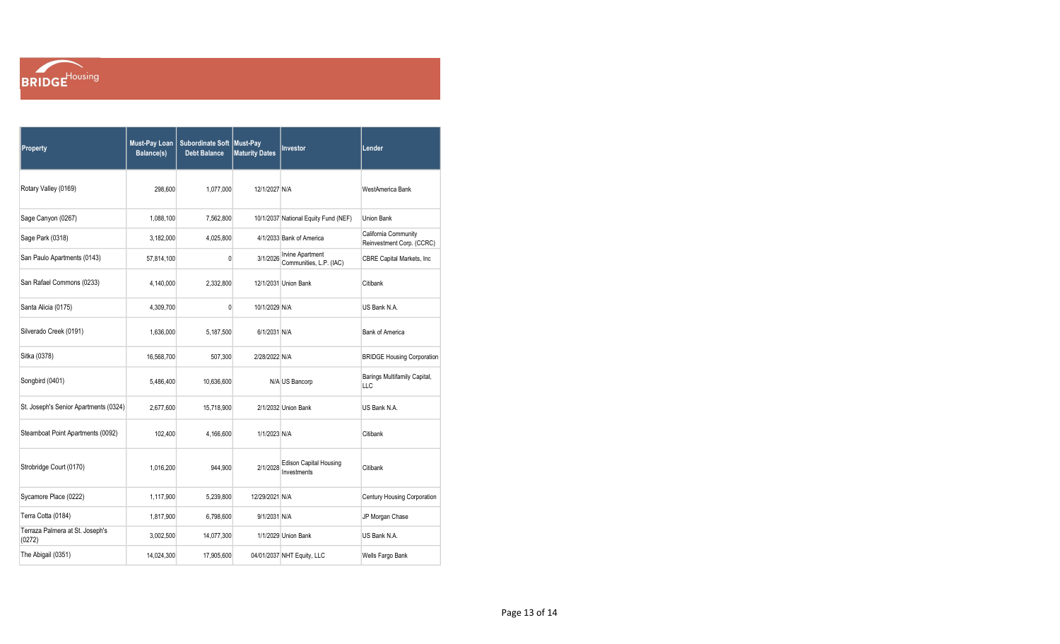| Property | Must-Pay Loan Balance(s) | Subordinate Soft Debt Balance | Must-Pay Maturity Dates | Investor | Lender |
|---|---|---|---|---|---|
| Rotary Valley (0169) | 298,600 | 1,077,000 | 12/1/2027 | N/A | WestAmerica Bank |
| Sage Canyon (0267) | 1,088,100 | 7,562,800 | 10/1/2037 | National Equity Fund (NEF) | Union Bank |
| Sage Park (0318) | 3,182,000 | 4,025,800 | 4/1/2033 | Bank of America | California Community Reinvestment Corp. (CCRC) |
| San Paulo Apartments (0143) | 57,814,100 | 0 | 3/1/2026 | Irvine Apartment Communities, L.P. (IAC) | CBRE Capital Markets, Inc |
| San Rafael Commons (0233) | 4,140,000 | 2,332,800 | 12/1/2031 | Union Bank | Citibank |
| Santa Alicia (0175) | 4,309,700 | 0 | 10/1/2029 | N/A | US Bank N.A. |
| Silverado Creek (0191) | 1,636,000 | 5,187,500 | 6/1/2031 | N/A | Bank of America |
| Sitka (0378) | 16,568,700 | 507,300 | 2/28/2022 | N/A | BRIDGE Housing Corporation |
| Songbird (0401) | 5,486,400 | 10,636,600 | N/A | US Bancorp | Barings Multifamily Capital, LLC |
| St. Joseph's Senior Apartments (0324) | 2,677,600 | 15,718,900 | 2/1/2032 | Union Bank | US Bank N.A. |
| Steamboat Point Apartments (0092) | 102,400 | 4,166,600 | 1/1/2023 | N/A | Citibank |
| Strobridge Court (0170) | 1,016,200 | 944,900 | 2/1/2028 | Edison Capital Housing Investments | Citibank |
| Sycamore Place (0222) | 1,117,900 | 5,239,800 | 12/29/2021 | N/A | Century Housing Corporation |
| Terra Cotta (0184) | 1,817,900 | 6,798,600 | 9/1/2031 | N/A | JP Morgan Chase |
| Terraza Palmera at St. Joseph's (0272) | 3,002,500 | 14,077,300 | 1/1/2029 | Union Bank | US Bank N.A. |
| The Abigail (0351) | 14,024,300 | 17,905,600 | 04/01/2037 | NHT Equity, LLC | Wells Fargo Bank |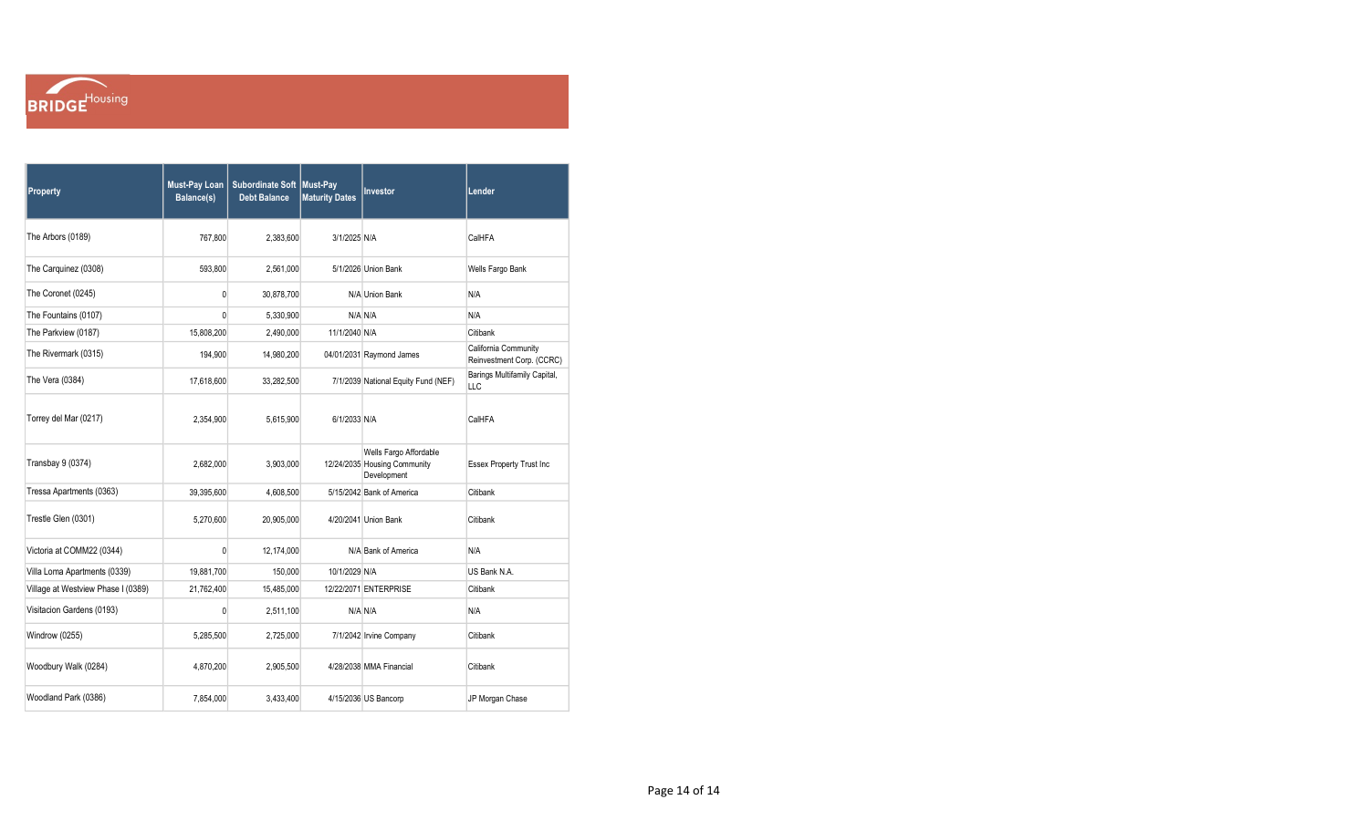| Property | Must-Pay Loan Balance(s) | Subordinate Soft Debt Balance | Must-Pay Maturity Dates | Investor | Lender |
|---|---|---|---|---|---|
| The Arbors (0189) | 767,800 | 2,383,600 | 3/1/2025 | N/A | CalHFA |
| The Carquinez (0308) | 593,800 | 2,561,000 | 5/1/2026 | Union Bank | Wells Fargo Bank |
| The Coronet (0245) | 0 | 30,878,700 | N/A | Union Bank | N/A |
| The Fountains (0107) | 0 | 5,330,900 | N/A | N/A | N/A |
| The Parkview (0187) | 15,808,200 | 2,490,000 | 11/1/2040 | N/A | Citibank |
| The Rivermark (0315) | 194,900 | 14,980,200 | 04/01/2031 | Raymond James | California Community Reinvestment Corp. (CCRC) |
| The Vera (0384) | 17,618,600 | 33,282,500 | 7/1/2039 | National Equity Fund (NEF) | Barings Multifamily Capital, LLC |
| Torrey del Mar (0217) | 2,354,900 | 5,615,900 | 6/1/2033 | N/A | CalHFA |
| Transbay 9 (0374) | 2,682,000 | 3,903,000 | 12/24/2035 | Wells Fargo Affordable Housing Community Development | Essex Property Trust Inc |
| Tressa Apartments (0363) | 39,395,600 | 4,608,500 | 5/15/2042 | Bank of America | Citibank |
| Trestle Glen (0301) | 5,270,600 | 20,905,000 | 4/20/2041 | Union Bank | Citibank |
| Victoria at COMM22 (0344) | 0 | 12,174,000 | N/A | Bank of America | N/A |
| Villa Loma Apartments (0339) | 19,881,700 | 150,000 | 10/1/2029 | N/A | US Bank N.A. |
| Village at Westview Phase I (0389) | 21,762,400 | 15,485,000 | 12/22/2071 | ENTERPRISE | Citibank |
| Visitacion Gardens (0193) | 0 | 2,511,100 | N/A | N/A | N/A |
| Windrow (0255) | 5,285,500 | 2,725,000 | 7/1/2042 | Irvine Company | Citibank |
| Woodbury Walk (0284) | 4,870,200 | 2,905,500 | 4/28/2038 | MMA Financial | Citibank |
| Woodland Park (0386) | 7,854,000 | 3,433,400 | 4/15/2036 | US Bancorp | JP Morgan Chase |